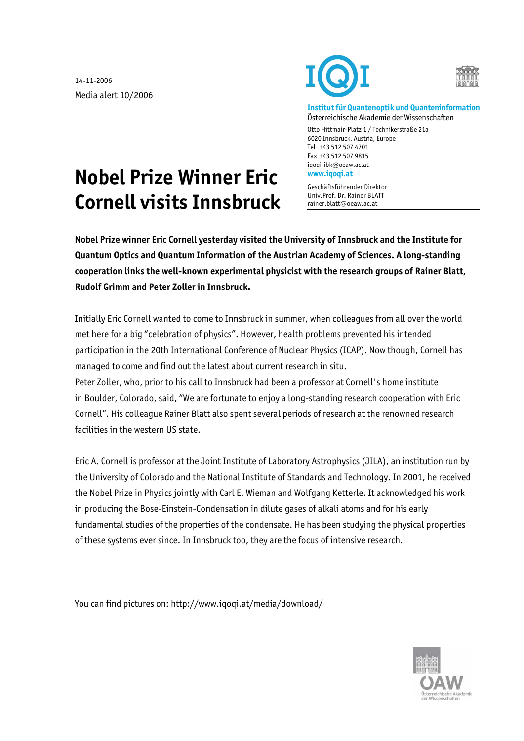14-11-2006

Media alert 10/2006

**Institut für Quantenoptik und Quanteninformation**
Österreichische Akademie der Wissenschaften

Otto Hittmair-Platz 1 / Technikerstraße 21a
6020 Innsbruck, Austria, Europe
Tel +43 512 507 4701
Fax +43 512 507 9815
iqoqi-ibk@oeaw.ac.at
www.iqoqi.at

Geschäftsführender Direktor
Univ.Prof. Dr. Rainer BLATT
rainer.blatt@oeaw.ac.at

# Nobel Prize Winner Eric Cornell visits Innsbruck

**Nobel Prize winner Eric Cornell yesterday visited the University of Innsbruck and the Institute for Quantum Optics and Quantum Information of the Austrian Academy of Sciences. A long-standing cooperation links the well-known experimental physicist with the research groups of Rainer Blatt, Rudolf Grimm and Peter Zoller in Innsbruck.**

Initially Eric Cornell wanted to come to Innsbruck in summer, when colleagues from all over the world met here for a big "celebration of physics". However, health problems prevented his intended participation in the 20th International Conference of Nuclear Physics (ICAP). Now though, Cornell has managed to come and find out the latest about current research in situ.
Peter Zoller, who, prior to his call to Innsbruck had been a professor at Cornell's home institute in Boulder, Colorado, said, "We are fortunate to enjoy a long-standing research cooperation with Eric Cornell". His colleague Rainer Blatt also spent several periods of research at the renowned research facilities in the western US state.

Eric A. Cornell is professor at the Joint Institute of Laboratory Astrophysics (JILA), an institution run by the University of Colorado and the National Institute of Standards and Technology. In 2001, he received the Nobel Prize in Physics jointly with Carl E. Wieman and Wolfgang Ketterle. It acknowledged his work in producing the Bose-Einstein-Condensation in dilute gases of alkali atoms and for his early fundamental studies of the properties of the condensate. He has been studying the physical properties of these systems ever since. In Innsbruck too, they are the focus of intensive research.

You can find pictures on: http://www.iqoqi.at/media/download/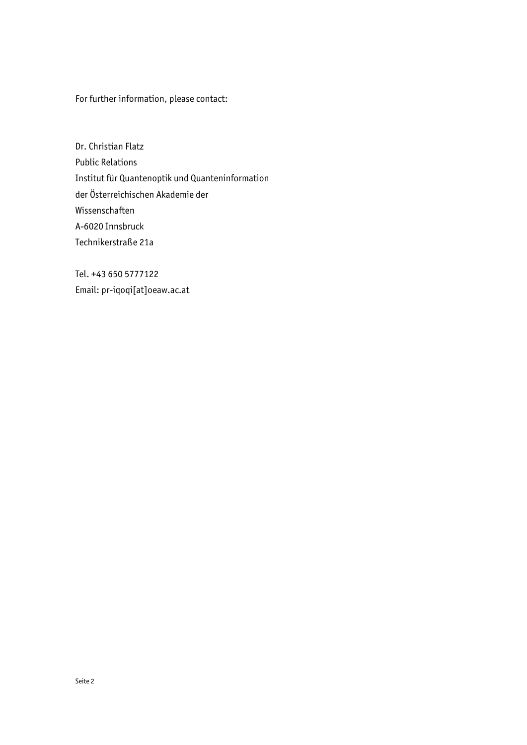For further information, please contact:

Dr. Christian Flatz  
Public Relations  
Institut für Quantenoptik und Quanteninformation  
der Österreichischen Akademie der  
Wissenschaften  
A-6020 Innsbruck  
Technikerstraße 21a

Tel. +43 650 5777122  
Email: pr-iqoqi[at]oeaw.ac.at